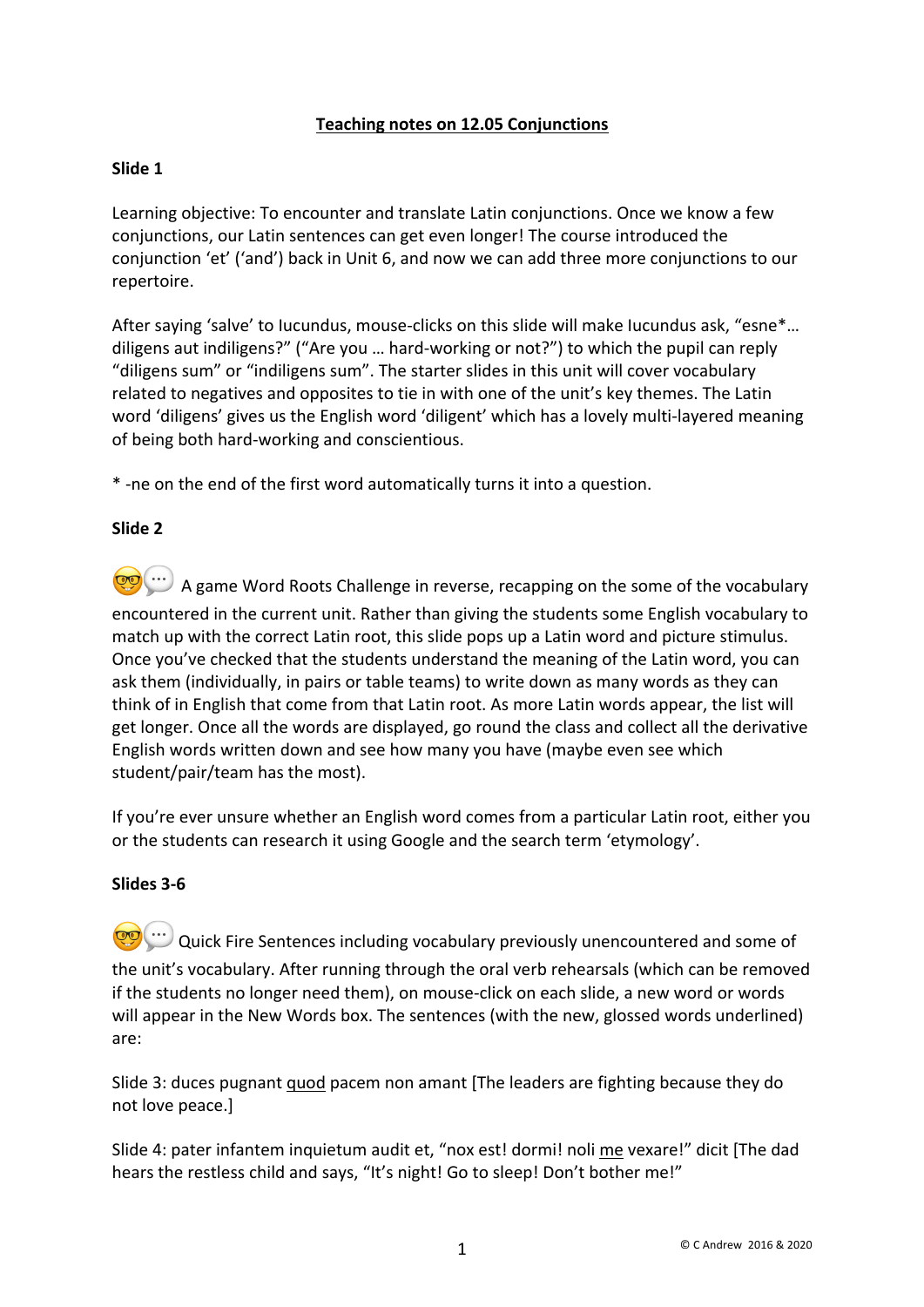# Teaching notes on 12.05 Conjunctions

**Slide 1**

Learning objective: To encounter and translate Latin conjunctions. Once we know a few conjunctions, our Latin sentences can get even longer! The course introduced the conjunction 'et' ('and') back in Unit 6, and now we can add three more conjunctions to our repertoire.

After saying 'salve' to Iucundus, mouse-clicks on this slide will make Iucundus ask, "esne*… diligens aut indiligens?" ("Are you … hard-working or not?") to which the pupil can reply "diligens sum" or "indiligens sum". The starter slides in this unit will cover vocabulary related to negatives and opposites to tie in with one of the unit's key themes. The Latin word 'diligens' gives us the English word 'diligent' which has a lovely multi-layered meaning of being both hard-working and conscientious.

* -ne on the end of the first word automatically turns it into a question.

**Slide 2**

🤓💬 A game Word Roots Challenge in reverse, recapping on the some of the vocabulary encountered in the current unit. Rather than giving the students some English vocabulary to match up with the correct Latin root, this slide pops up a Latin word and picture stimulus. Once you've checked that the students understand the meaning of the Latin word, you can ask them (individually, in pairs or table teams) to write down as many words as they can think of in English that come from that Latin root. As more Latin words appear, the list will get longer. Once all the words are displayed, go round the class and collect all the derivative English words written down and see how many you have (maybe even see which student/pair/team has the most).

If you're ever unsure whether an English word comes from a particular Latin root, either you or the students can research it using Google and the search term 'etymology'.

**Slides 3-6**

🤓💬 Quick Fire Sentences including vocabulary previously unencountered and some of the unit's vocabulary. After running through the oral verb rehearsals (which can be removed if the students no longer need them), on mouse-click on each slide, a new word or words will appear in the New Words box. The sentences (with the new, glossed words underlined) are:

Slide 3: duces pugnant <u>quod</u> pacem non amant [The leaders are fighting because they do not love peace.]

Slide 4: pater infantem inquietum audit et, "nox est! dormi! noli <u>me</u> vexare!" dicit [The dad hears the restless child and says, "It's night! Go to sleep! Don't bother me!"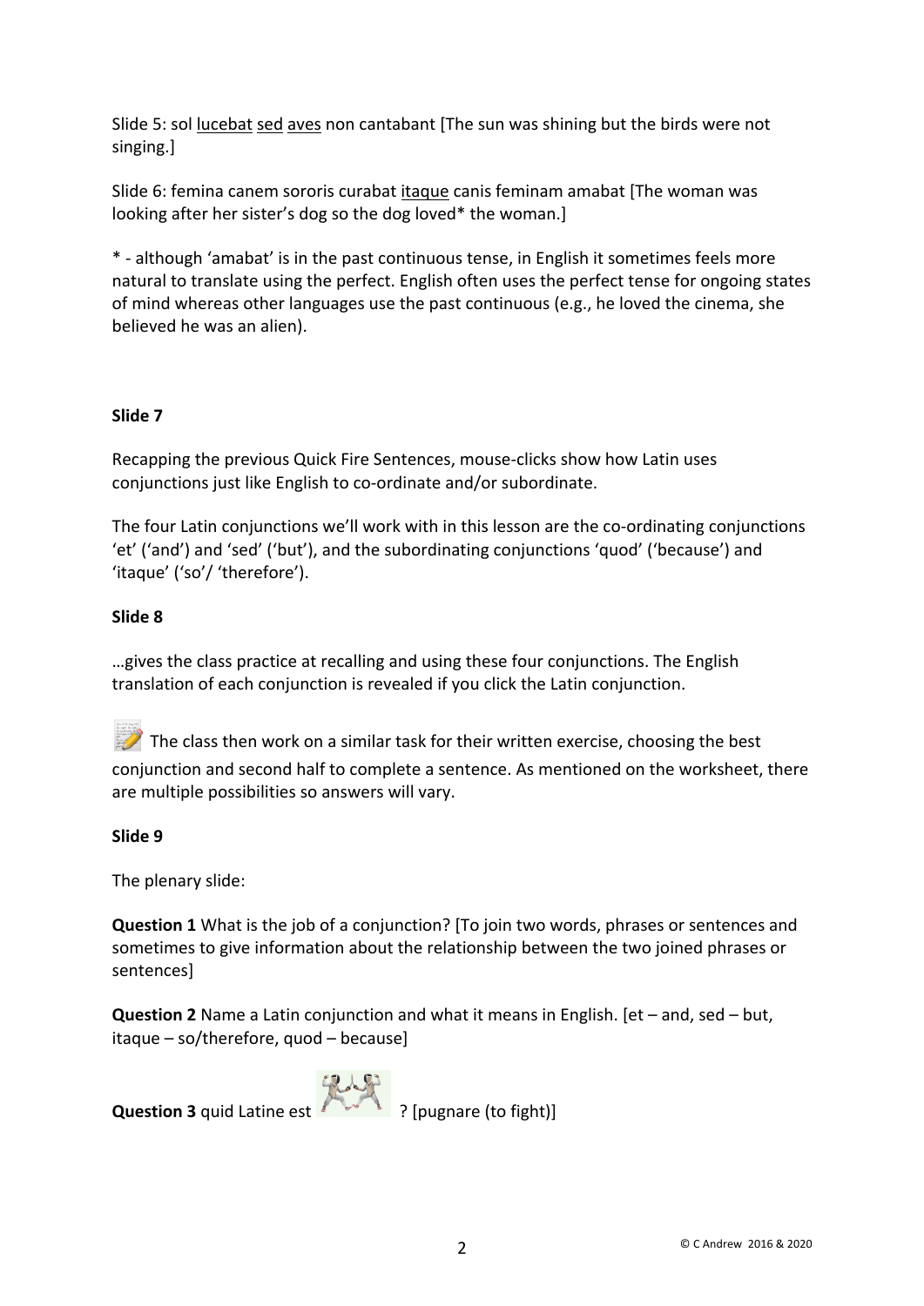Slide 5: sol lucebat sed aves non cantabant [The sun was shining but the birds were not singing.]

Slide 6: femina canem sororis curabat itaque canis feminam amabat [The woman was looking after her sister's dog so the dog loved* the woman.]

* - although 'amabat' is in the past continuous tense, in English it sometimes feels more natural to translate using the perfect. English often uses the perfect tense for ongoing states of mind whereas other languages use the past continuous (e.g., he loved the cinema, she believed he was an alien).

**Slide 7**

Recapping the previous Quick Fire Sentences, mouse-clicks show how Latin uses conjunctions just like English to co-ordinate and/or subordinate.

The four Latin conjunctions we'll work with in this lesson are the co-ordinating conjunctions 'et' ('and') and 'sed' ('but'), and the subordinating conjunctions 'quod' ('because') and 'itaque' ('so'/ 'therefore').

**Slide 8**

…gives the class practice at recalling and using these four conjunctions. The English translation of each conjunction is revealed if you click the Latin conjunction.

The class then work on a similar task for their written exercise, choosing the best conjunction and second half to complete a sentence. As mentioned on the worksheet, there are multiple possibilities so answers will vary.

**Slide 9**

The plenary slide:

**Question 1** What is the job of a conjunction? [To join two words, phrases or sentences and sometimes to give information about the relationship between the two joined phrases or sentences]

**Question 2** Name a Latin conjunction and what it means in English. [et – and, sed – but, itaque – so/therefore, quod – because]

**Question 3** quid Latine est ? [pugnare (to fight)]